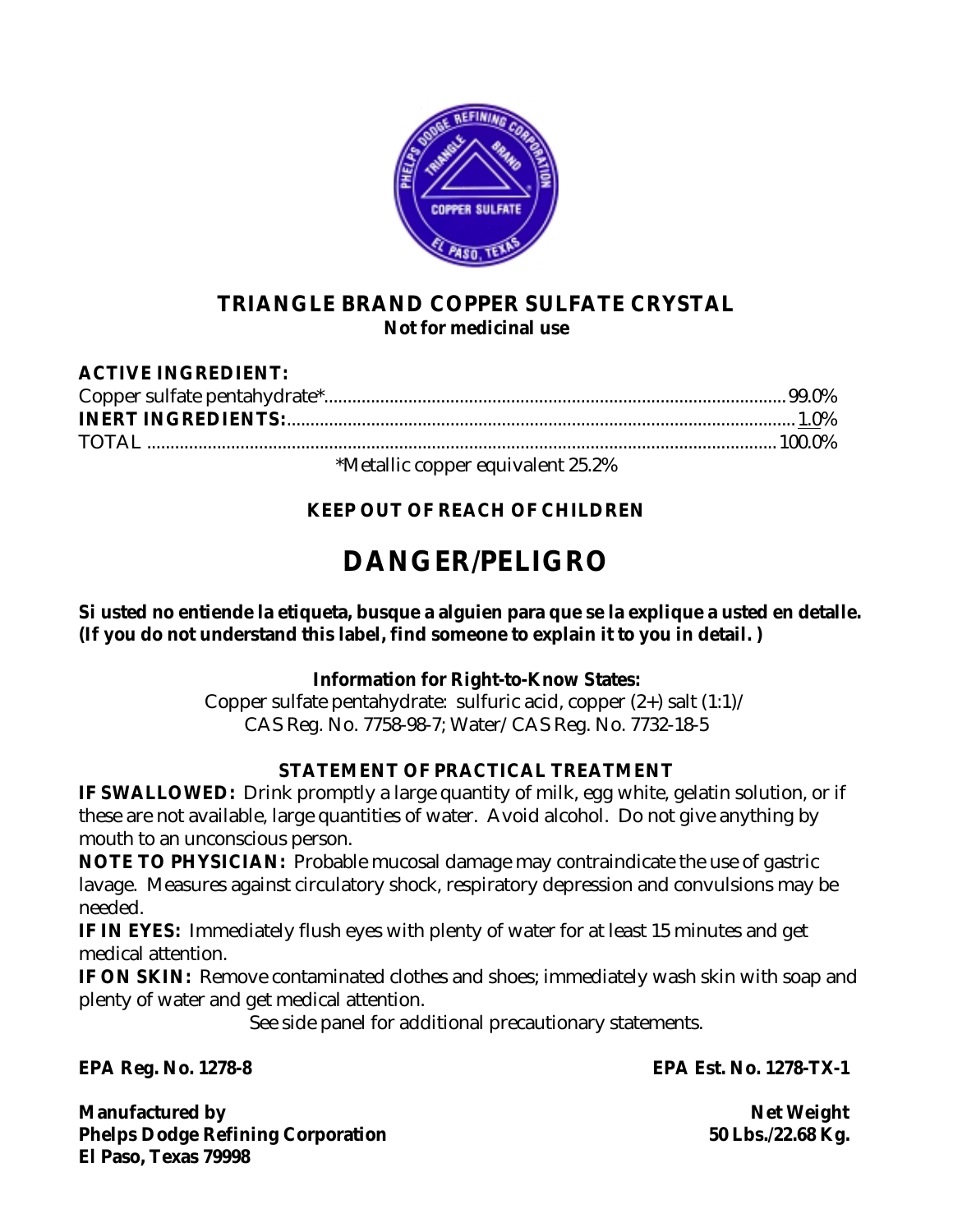# TRIANGLE BRAND COPPER SULFATE CRYSTAL

**Not for medicinal use**

**ACTIVE INGREDIENT:**

| | |
|---|---|
| Copper sulfate pentahydrate* | 99.0% |
| **INERT INGREDIENTS:** | 1.0% |
| TOTAL | 100.0% |

*Metallic copper equivalent 25.2%

**KEEP OUT OF REACH OF CHILDREN**

## DANGER/PELIGRO

**Si usted no entiende la etiqueta, busque a alguien para que se la explique a usted en detalle. (If you do not understand this label, find someone to explain it to you in detail. )**

**Information for Right-to-Know States:**
Copper sulfate pentahydrate: sulfuric acid, copper (2+) salt (1:1)/ CAS Reg. No. 7758-98-7; Water/ CAS Reg. No. 7732-18-5

### STATEMENT OF PRACTICAL TREATMENT

**IF SWALLOWED:** Drink promptly a large quantity of milk, egg white, gelatin solution, or if these are not available, large quantities of water. Avoid alcohol. Do not give anything by mouth to an unconscious person.

**NOTE TO PHYSICIAN:** Probable mucosal damage may contraindicate the use of gastric lavage. Measures against circulatory shock, respiratory depression and convulsions may be needed.

**IF IN EYES:** Immediately flush eyes with plenty of water for at least 15 minutes and get medical attention.

**IF ON SKIN:** Remove contaminated clothes and shoes; immediately wash skin with soap and plenty of water and get medical attention.

See side panel for additional precautionary statements.

**EPA Reg. No. 1278-8**

**EPA Est. No. 1278-TX-1**

**Manufactured by**
**Phelps Dodge Refining Corporation**
**El Paso, Texas 79998**

**Net Weight**
**50 Lbs./22.68 Kg.**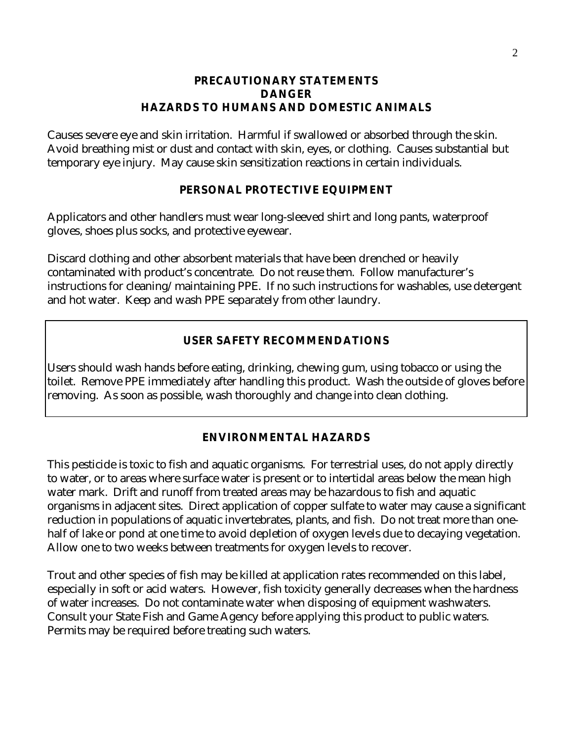## PRECAUTIONARY STATEMENTS
## DANGER
## HAZARDS TO HUMANS AND DOMESTIC ANIMALS

Causes severe eye and skin irritation. Harmful if swallowed or absorbed through the skin. Avoid breathing mist or dust and contact with skin, eyes, or clothing. Causes substantial but temporary eye injury. May cause skin sensitization reactions in certain individuals.

### PERSONAL PROTECTIVE EQUIPMENT

Applicators and other handlers must wear long-sleeved shirt and long pants, waterproof gloves, shoes plus socks, and protective eyewear.

Discard clothing and other absorbent materials that have been drenched or heavily contaminated with product's concentrate. Do not reuse them. Follow manufacturer's instructions for cleaning/maintaining PPE. If no such instructions for washables, use detergent and hot water. Keep and wash PPE separately from other laundry.

### USER SAFETY RECOMMENDATIONS

Users should wash hands before eating, drinking, chewing gum, using tobacco or using the toilet. Remove PPE immediately after handling this product. Wash the outside of gloves before removing. As soon as possible, wash thoroughly and change into clean clothing.

### ENVIRONMENTAL HAZARDS

This pesticide is toxic to fish and aquatic organisms. For terrestrial uses, do not apply directly to water, or to areas where surface water is present or to intertidal areas below the mean high water mark. Drift and runoff from treated areas may be hazardous to fish and aquatic organisms in adjacent sites. Direct application of copper sulfate to water may cause a significant reduction in populations of aquatic invertebrates, plants, and fish. Do not treat more than one-half of lake or pond at one time to avoid depletion of oxygen levels due to decaying vegetation. Allow one to two weeks between treatments for oxygen levels to recover.

Trout and other species of fish may be killed at application rates recommended on this label, especially in soft or acid waters. However, fish toxicity generally decreases when the hardness of water increases. Do not contaminate water when disposing of equipment washwaters. Consult your State Fish and Game Agency before applying this product to public waters. Permits may be required before treating such waters.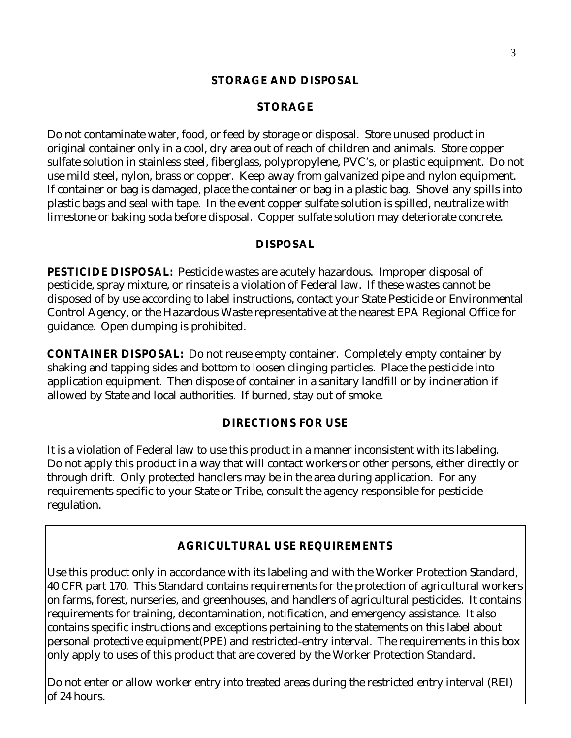## STORAGE AND DISPOSAL

### STORAGE

Do not contaminate water, food, or feed by storage or disposal. Store unused product in original container only in a cool, dry area out of reach of children and animals. Store copper sulfate solution in stainless steel, fiberglass, polypropylene, PVC's, or plastic equipment. Do not use mild steel, nylon, brass or copper. Keep away from galvanized pipe and nylon equipment. If container or bag is damaged, place the container or bag in a plastic bag. Shovel any spills into plastic bags and seal with tape. In the event copper sulfate solution is spilled, neutralize with limestone or baking soda before disposal. Copper sulfate solution may deteriorate concrete.

### DISPOSAL

**PESTICIDE DISPOSAL:** Pesticide wastes are acutely hazardous. Improper disposal of pesticide, spray mixture, or rinsate is a violation of Federal law. If these wastes cannot be disposed of by use according to label instructions, contact your State Pesticide or Environmental Control Agency, or the Hazardous Waste representative at the nearest EPA Regional Office for guidance. Open dumping is prohibited.

**CONTAINER DISPOSAL:** Do not reuse empty container. Completely empty container by shaking and tapping sides and bottom to loosen clinging particles. Place the pesticide into application equipment. Then dispose of container in a sanitary landfill or by incineration if allowed by State and local authorities. If burned, stay out of smoke.

## DIRECTIONS FOR USE

It is a violation of Federal law to use this product in a manner inconsistent with its labeling. Do not apply this product in a way that will contact workers or other persons, either directly or through drift. Only protected handlers may be in the area during application. For any requirements specific to your State or Tribe, consult the agency responsible for pesticide regulation.

### AGRICULTURAL USE REQUIREMENTS

Use this product only in accordance with its labeling and with the Worker Protection Standard, 40 CFR part 170. This Standard contains requirements for the protection of agricultural workers on farms, forest, nurseries, and greenhouses, and handlers of agricultural pesticides. It contains requirements for training, decontamination, notification, and emergency assistance. It also contains specific instructions and exceptions pertaining to the statements on this label about personal protective equipment(PPE) and restricted-entry interval. The requirements in this box only apply to uses of this product that are covered by the Worker Protection Standard.

Do not enter or allow worker entry into treated areas during the restricted entry interval (REI) of 24 hours.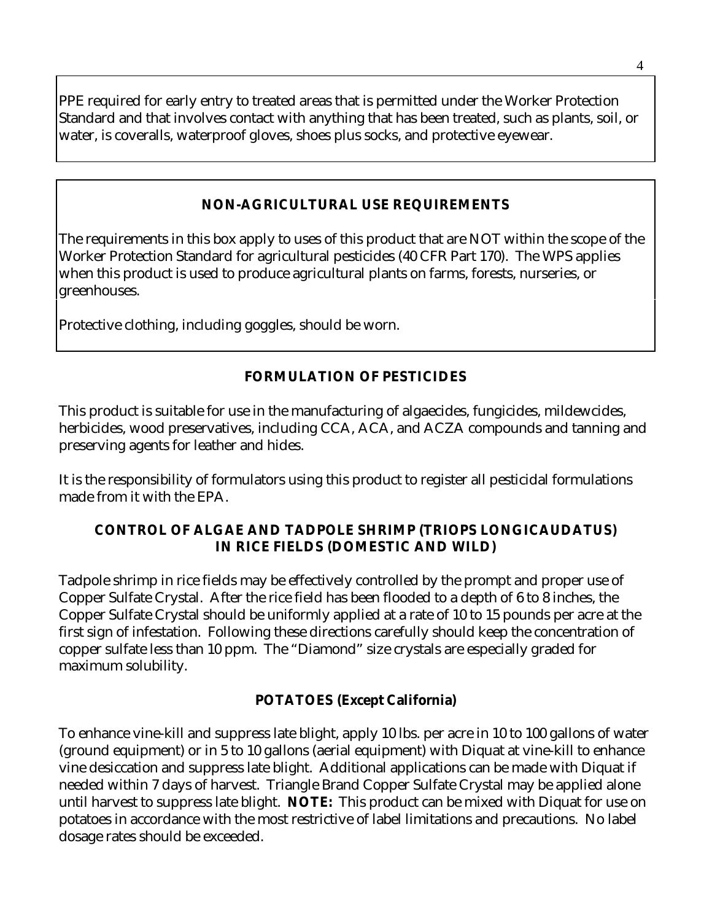PPE required for early entry to treated areas that is permitted under the Worker Protection Standard and that involves contact with anything that has been treated, such as plants, soil, or water, is coveralls, waterproof gloves, shoes plus socks, and protective eyewear.

## NON-AGRICULTURAL USE REQUIREMENTS

The requirements in this box apply to uses of this product that are NOT within the scope of the Worker Protection Standard for agricultural pesticides (40 CFR Part 170). The WPS applies when this product is used to produce agricultural plants on farms, forests, nurseries, or greenhouses.

Protective clothing, including goggles, should be worn.

## FORMULATION OF PESTICIDES

This product is suitable for use in the manufacturing of algaecides, fungicides, mildewcides, herbicides, wood preservatives, including CCA, ACA, and ACZA compounds and tanning and preserving agents for leather and hides.

It is the responsibility of formulators using this product to register all pesticidal formulations made from it with the EPA.

## CONTROL OF ALGAE AND TADPOLE SHRIMP (TRIOPS LONGICAUDATUS) IN RICE FIELDS (DOMESTIC AND WILD)

Tadpole shrimp in rice fields may be effectively controlled by the prompt and proper use of Copper Sulfate Crystal. After the rice field has been flooded to a depth of 6 to 8 inches, the Copper Sulfate Crystal should be uniformly applied at a rate of 10 to 15 pounds per acre at the first sign of infestation. Following these directions carefully should keep the concentration of copper sulfate less than 10 ppm. The "Diamond" size crystals are especially graded for maximum solubility.

## POTATOES (Except California)

To enhance vine-kill and suppress late blight, apply 10 lbs. per acre in 10 to 100 gallons of water (ground equipment) or in 5 to 10 gallons (aerial equipment) with Diquat at vine-kill to enhance vine desiccation and suppress late blight. Additional applications can be made with Diquat if needed within 7 days of harvest. Triangle Brand Copper Sulfate Crystal may be applied alone until harvest to suppress late blight. **NOTE:** This product can be mixed with Diquat for use on potatoes in accordance with the most restrictive of label limitations and precautions. No label dosage rates should be exceeded.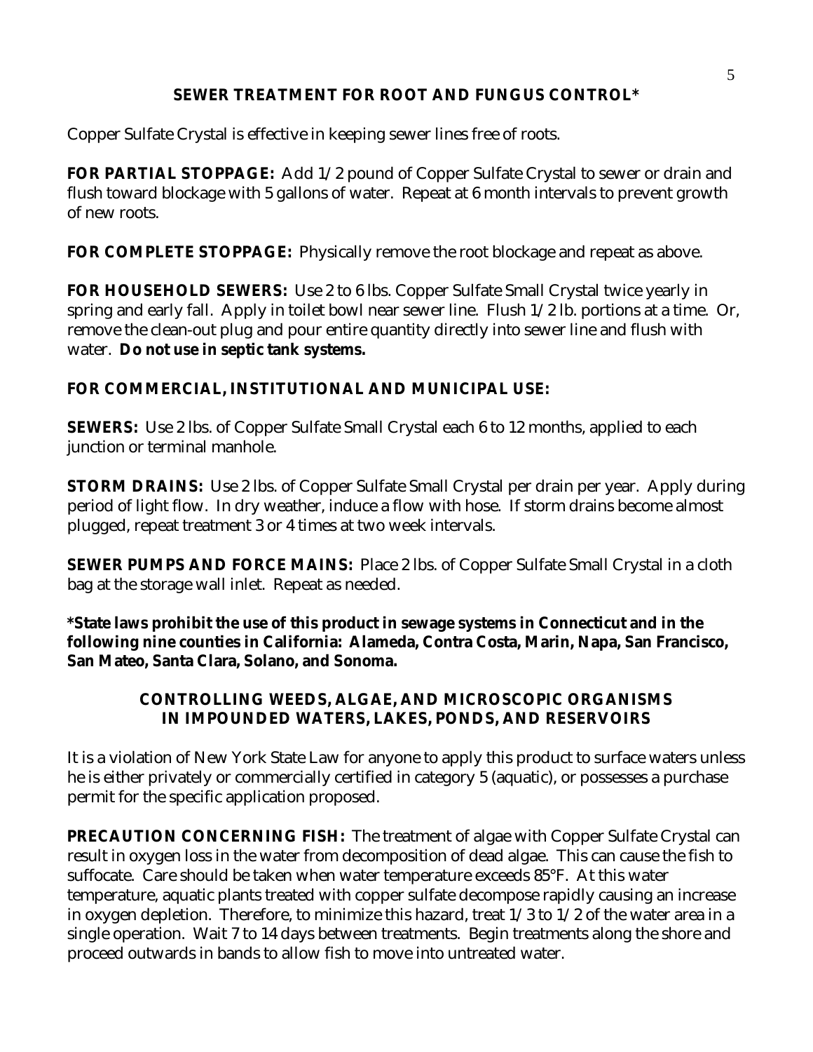## SEWER TREATMENT FOR ROOT AND FUNGUS CONTROL*

Copper Sulfate Crystal is effective in keeping sewer lines free of roots.

**FOR PARTIAL STOPPAGE:** Add 1/2 pound of Copper Sulfate Crystal to sewer or drain and flush toward blockage with 5 gallons of water. Repeat at 6 month intervals to prevent growth of new roots.

**FOR COMPLETE STOPPAGE:** Physically remove the root blockage and repeat as above.

**FOR HOUSEHOLD SEWERS:** Use 2 to 6 lbs. Copper Sulfate Small Crystal twice yearly in spring and early fall. Apply in toilet bowl near sewer line. Flush 1/2 lb. portions at a time. Or, remove the clean-out plug and pour entire quantity directly into sewer line and flush with water. **Do not use in septic tank systems.**

**FOR COMMERCIAL, INSTITUTIONAL AND MUNICIPAL USE:**

**SEWERS:** Use 2 lbs. of Copper Sulfate Small Crystal each 6 to 12 months, applied to each junction or terminal manhole.

**STORM DRAINS:** Use 2 lbs. of Copper Sulfate Small Crystal per drain per year. Apply during period of light flow. In dry weather, induce a flow with hose. If storm drains become almost plugged, repeat treatment 3 or 4 times at two week intervals.

**SEWER PUMPS AND FORCE MAINS:** Place 2 lbs. of Copper Sulfate Small Crystal in a cloth bag at the storage wall inlet. Repeat as needed.

**\*State laws prohibit the use of this product in sewage systems in Connecticut and in the following nine counties in California: Alameda, Contra Costa, Marin, Napa, San Francisco, San Mateo, Santa Clara, Solano, and Sonoma.**

## CONTROLLING WEEDS, ALGAE, AND MICROSCOPIC ORGANISMS IN IMPOUNDED WATERS, LAKES, PONDS, AND RESERVOIRS

It is a violation of New York State Law for anyone to apply this product to surface waters unless he is either privately or commercially certified in category 5 (aquatic), or possesses a purchase permit for the specific application proposed.

**PRECAUTION CONCERNING FISH:** The treatment of algae with Copper Sulfate Crystal can result in oxygen loss in the water from decomposition of dead algae. This can cause the fish to suffocate. Care should be taken when water temperature exceeds 85°F. At this water temperature, aquatic plants treated with copper sulfate decompose rapidly causing an increase in oxygen depletion. Therefore, to minimize this hazard, treat 1/3 to 1/2 of the water area in a single operation. Wait 7 to 14 days between treatments. Begin treatments along the shore and proceed outwards in bands to allow fish to move into untreated water.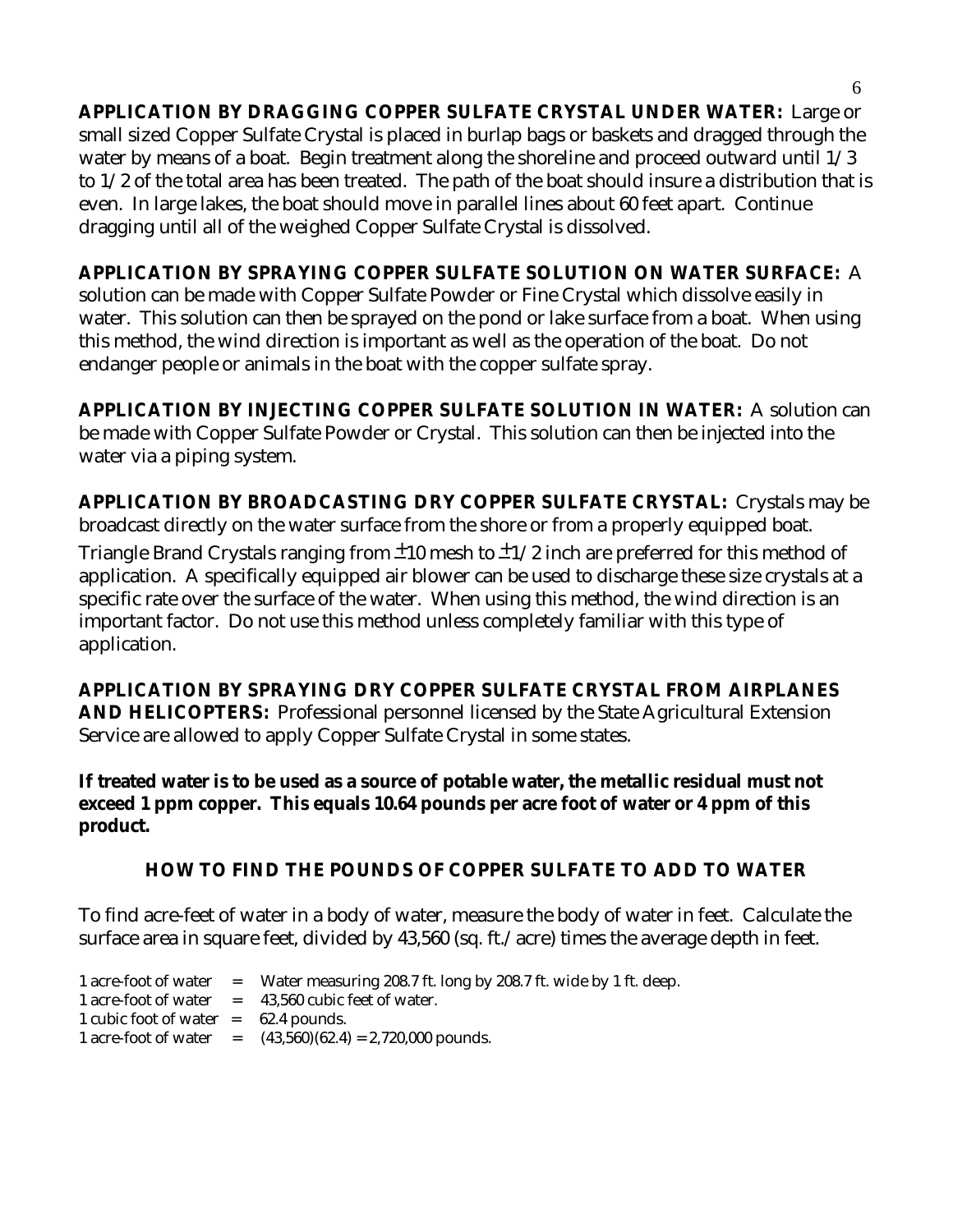**APPLICATION BY DRAGGING COPPER SULFATE CRYSTAL UNDER WATER:** Large or small sized Copper Sulfate Crystal is placed in burlap bags or baskets and dragged through the water by means of a boat. Begin treatment along the shoreline and proceed outward until 1/3 to 1/2 of the total area has been treated. The path of the boat should insure a distribution that is even. In large lakes, the boat should move in parallel lines about 60 feet apart. Continue dragging until all of the weighed Copper Sulfate Crystal is dissolved.

**APPLICATION BY SPRAYING COPPER SULFATE SOLUTION ON WATER SURFACE:** A solution can be made with Copper Sulfate Powder or Fine Crystal which dissolve easily in water. This solution can then be sprayed on the pond or lake surface from a boat. When using this method, the wind direction is important as well as the operation of the boat. Do not endanger people or animals in the boat with the copper sulfate spray.

**APPLICATION BY INJECTING COPPER SULFATE SOLUTION IN WATER:** A solution can be made with Copper Sulfate Powder or Crystal. This solution can then be injected into the water via a piping system.

**APPLICATION BY BROADCASTING DRY COPPER SULFATE CRYSTAL:** Crystals may be broadcast directly on the water surface from the shore or from a properly equipped boat. Triangle Brand Crystals ranging from ±10 mesh to ±1/2 inch are preferred for this method of application. A specifically equipped air blower can be used to discharge these size crystals at a specific rate over the surface of the water. When using this method, the wind direction is an important factor. Do not use this method unless completely familiar with this type of application.

**APPLICATION BY SPRAYING DRY COPPER SULFATE CRYSTAL FROM AIRPLANES AND HELICOPTERS:** Professional personnel licensed by the State Agricultural Extension Service are allowed to apply Copper Sulfate Crystal in some states.

**If treated water is to be used as a source of potable water, the metallic residual must not exceed 1 ppm copper. This equals 10.64 pounds per acre foot of water or 4 ppm of this product.**

## HOW TO FIND THE POUNDS OF COPPER SULFATE TO ADD TO WATER

To find acre-feet of water in a body of water, measure the body of water in feet. Calculate the surface area in square feet, divided by 43,560 (sq. ft./acre) times the average depth in feet.

1 acre-foot of water = Water measuring 208.7 ft. long by 208.7 ft. wide by 1 ft. deep.
1 acre-foot of water = 43,560 cubic feet of water.
1 cubic foot of water = 62.4 pounds.
1 acre-foot of water = (43,560)(62.4) = 2,720,000 pounds.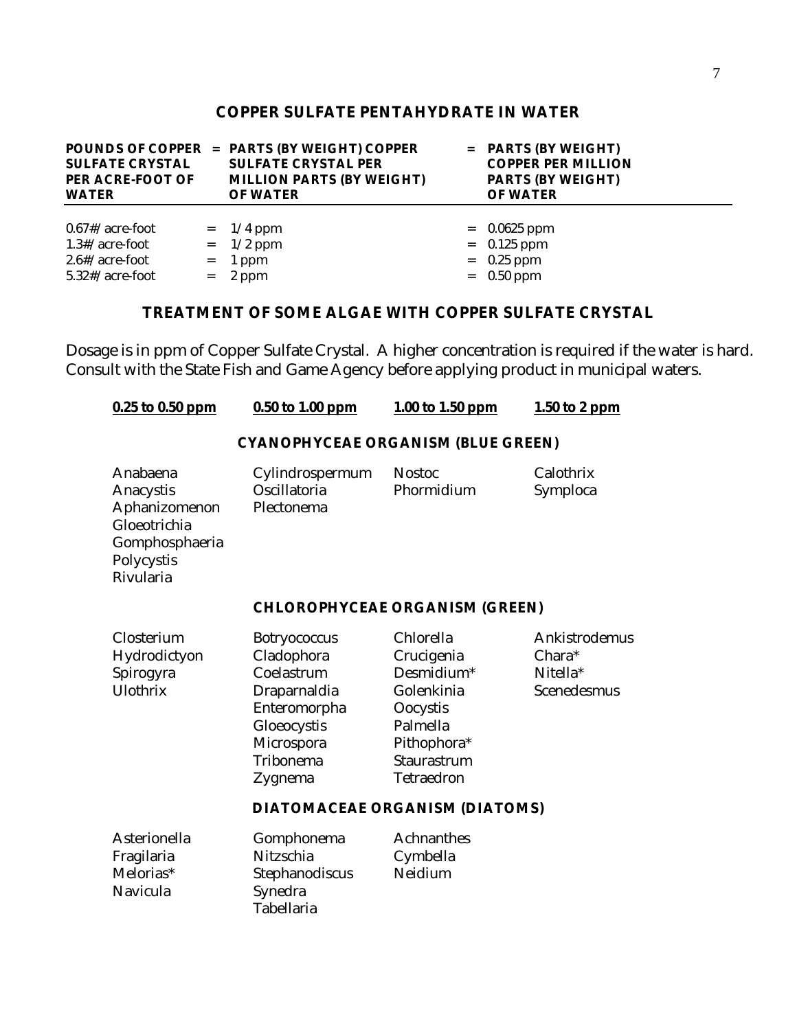## COPPER SULFATE PENTAHYDRATE IN WATER

| POUNDS OF COPPER SULFATE CRYSTAL PER ACRE-FOOT OF WATER | = PARTS (BY WEIGHT) COPPER SULFATE CRYSTAL PER MILLION PARTS (BY WEIGHT) OF WATER | = PARTS (BY WEIGHT) COPPER PER MILLION PARTS (BY WEIGHT) OF WATER |
|---|---|---|
| 0.67#/acre-foot | = 1/4 ppm | = 0.0625 ppm |
| 1.3#/acre-foot | = 1/2 ppm | = 0.125 ppm |
| 2.6#/acre-foot | = 1 ppm | = 0.25 ppm |
| 5.32#/acre-foot | = 2 ppm | = 0.50 ppm |

## TREATMENT OF SOME ALGAE WITH COPPER SULFATE CRYSTAL

Dosage is in ppm of Copper Sulfate Crystal. A higher concentration is required if the water is hard. Consult with the State Fish and Game Agency before applying product in municipal waters.

| 0.25 to 0.50 ppm | 0.50 to 1.00 ppm | 1.00 to 1.50 ppm | 1.50 to 2 ppm |
|---|---|---|---|
| **CYANOPHYCEAE ORGANISM (BLUE GREEN)** | | | |
| Anabaena | Cylindrospermum | Nostoc | Calothrix |
| Anacystis | Oscillatoria | Phormidium | Symploca |
| Aphanizomenon | Plectonema | | |
| Gloeotrichia | | | |
| Gomphosphaeria | | | |
| Polycystis | | | |
| Rivularia | | | |
| **CHLOROPHYCEAE ORGANISM (GREEN)** | | | |
| Closterium | Botryococcus | Chlorella | Ankistrodemus |
| Hydrodictyon | Cladophora | Crucigenia | Chara* |
| Spirogyra | Coelastrum | Desmidium* | Nitella* |
| Ulothrix | Draparnaldia | Golenkinia | Scenedesmus |
| | Enteromorpha | Oocystis | |
| | Gloeocystis | Palmella | |
| | Microspora | Pithophora* | |
| | Tribonema | Staurastrum | |
| | Zygnema | Tetraedron | |
| **DIATOMACEAE ORGANISM (DIATOMS)** | | | |
| Asterionella | Gomphonema | Achnanthes | |
| Fragilaria | Nitzschia | Cymbella | |
| Melorias* | Stephanodiscus | Neidium | |
| Navicula | Synedra | | |
| | Tabellaria | | |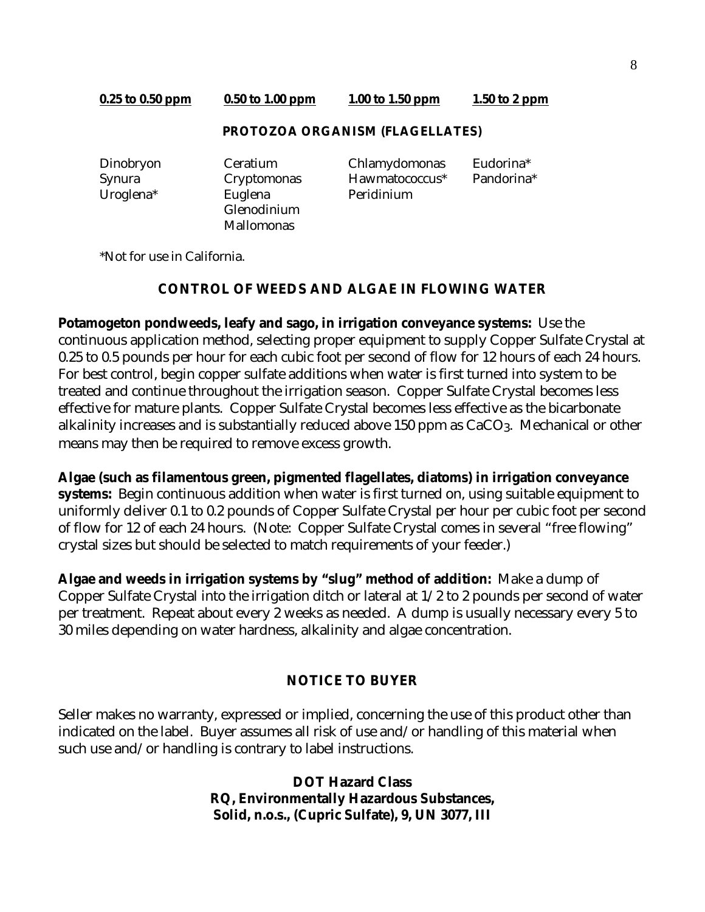| 0.25 to 0.50 ppm | 0.50 to 1.00 ppm | 1.00 to 1.50 ppm | 1.50 to 2 ppm |
|---|---|---|---|
| **PROTOZOA ORGANISM (FLAGELLATES)** | | | |
| Dinobryon | Ceratium | Chlamydomonas | Eudorina* |
| Synura | Cryptomonas | Hawmatococcus* | Pandorina* |
| Uroglena* | Euglena | Peridinium | |
| | Glenodinium | | |
| | Mallomonas | | |

*Not for use in California.

## CONTROL OF WEEDS AND ALGAE IN FLOWING WATER

**Potamogeton pondweeds, leafy and sago, in irrigation conveyance systems:** Use the continuous application method, selecting proper equipment to supply Copper Sulfate Crystal at 0.25 to 0.5 pounds per hour for each cubic foot per second of flow for 12 hours of each 24 hours. For best control, begin copper sulfate additions when water is first turned into system to be treated and continue throughout the irrigation season. Copper Sulfate Crystal becomes less effective for mature plants. Copper Sulfate Crystal becomes less effective as the bicarbonate alkalinity increases and is substantially reduced above 150 ppm as $CaCO_3$. Mechanical or other means may then be required to remove excess growth.

**Algae (such as filamentous green, pigmented flagellates, diatoms) in irrigation conveyance systems:** Begin continuous addition when water is first turned on, using suitable equipment to uniformly deliver 0.1 to 0.2 pounds of Copper Sulfate Crystal per hour per cubic foot per second of flow for 12 of each 24 hours. (Note: Copper Sulfate Crystal comes in several "free flowing" crystal sizes but should be selected to match requirements of your feeder.)

**Algae and weeds in irrigation systems by "slug" method of addition:** Make a dump of Copper Sulfate Crystal into the irrigation ditch or lateral at 1/2 to 2 pounds per second of water per treatment. Repeat about every 2 weeks as needed. A dump is usually necessary every 5 to 30 miles depending on water hardness, alkalinity and algae concentration.

## NOTICE TO BUYER

Seller makes no warranty, expressed or implied, concerning the use of this product other than indicated on the label. Buyer assumes all risk of use and/or handling of this material when such use and/or handling is contrary to label instructions.

**DOT Hazard Class**
**RQ, Environmentally Hazardous Substances,**
**Solid, n.o.s., (Cupric Sulfate), 9, UN 3077, III**